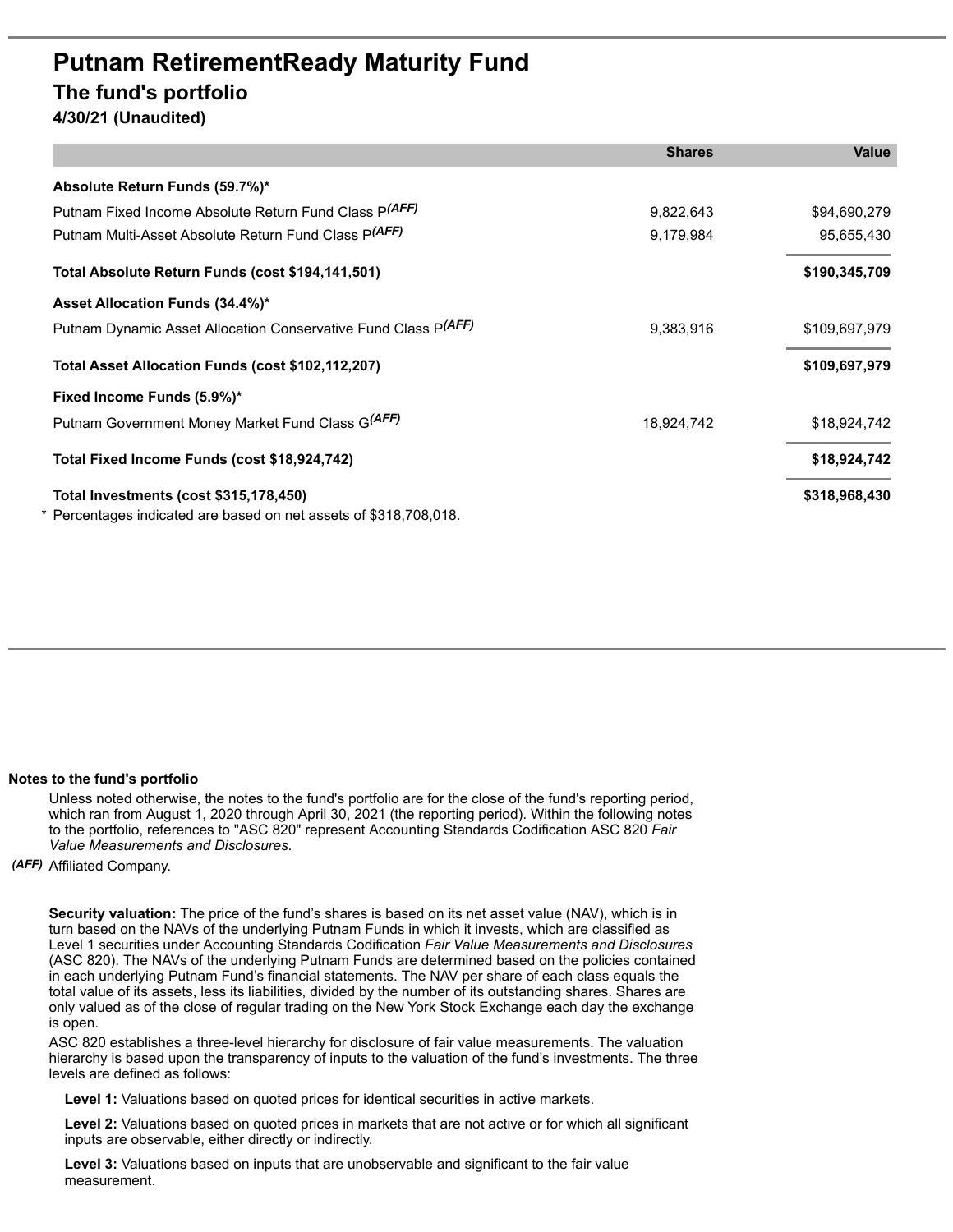# Putnam RetirementReady Maturity Fund

## The fund's portfolio

**4/30/21 (Unaudited)**

| | Shares | Value |
|---|---:|---:|
| **Absolute Return Funds (59.7%)*** | | |
| Putnam Fixed Income Absolute Return Fund Class P*(AFF)* | 9,822,643 | $94,690,279 |
| Putnam Multi-Asset Absolute Return Fund Class P*(AFF)* | 9,179,984 | 95,655,430 |
| **Total Absolute Return Funds (cost $194,141,501)** | | **$190,345,709** |
| **Asset Allocation Funds (34.4%)*** | | |
| Putnam Dynamic Asset Allocation Conservative Fund Class P*(AFF)* | 9,383,916 | $109,697,979 |
| **Total Asset Allocation Funds (cost $102,112,207)** | | **$109,697,979** |
| **Fixed Income Funds (5.9%)*** | | |
| Putnam Government Money Market Fund Class G*(AFF)* | 18,924,742 | $18,924,742 |
| **Total Fixed Income Funds (cost $18,924,742)** | | **$18,924,742** |
| **Total Investments (cost $315,178,450)** | | **$318,968,430** |

\* Percentages indicated are based on net assets of $318,708,018.

**Notes to the fund's portfolio**

Unless noted otherwise, the notes to the fund's portfolio are for the close of the fund's reporting period, which ran from August 1, 2020 through April 30, 2021 (the reporting period). Within the following notes to the portfolio, references to "ASC 820" represent Accounting Standards Codification ASC 820 *Fair Value Measurements and Disclosures*.

*(AFF)* Affiliated Company.

**Security valuation:** The price of the fund's shares is based on its net asset value (NAV), which is in turn based on the NAVs of the underlying Putnam Funds in which it invests, which are classified as Level 1 securities under Accounting Standards Codification *Fair Value Measurements and Disclosures* (ASC 820). The NAVs of the underlying Putnam Funds are determined based on the policies contained in each underlying Putnam Fund's financial statements. The NAV per share of each class equals the total value of its assets, less its liabilities, divided by the number of its outstanding shares. Shares are only valued as of the close of regular trading on the New York Stock Exchange each day the exchange is open.

ASC 820 establishes a three-level hierarchy for disclosure of fair value measurements. The valuation hierarchy is based upon the transparency of inputs to the valuation of the fund's investments. The three levels are defined as follows:

**Level 1:** Valuations based on quoted prices for identical securities in active markets.

**Level 2:** Valuations based on quoted prices in markets that are not active or for which all significant inputs are observable, either directly or indirectly.

**Level 3:** Valuations based on inputs that are unobservable and significant to the fair value measurement.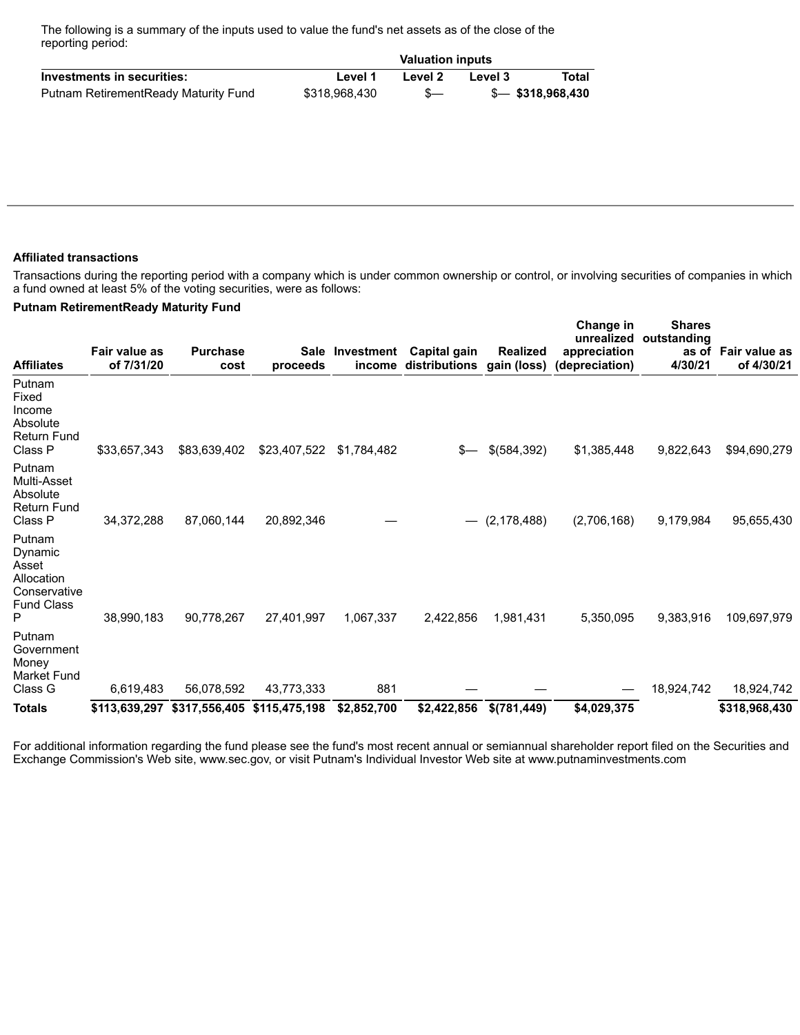The following is a summary of the inputs used to value the fund's net assets as of the close of the reporting period:

| | Valuation inputs | | | |
|---|---|---|---|---|
| **Investments in securities:** | **Level 1** | **Level 2** | **Level 3** | **Total** |
| Putnam RetirementReady Maturity Fund | $318,968,430 | $— | $— | **$318,968,430** |

**Affiliated transactions**

Transactions during the reporting period with a company which is under common ownership or control, or involving securities of companies in which a fund owned at least 5% of the voting securities, were as follows:

**Putnam RetirementReady Maturity Fund**

| Affiliates | Fair value as of 7/31/20 | Purchase cost | Sale proceeds | Investment income | Capital gain distributions | Realized gain (loss) | Change in unrealized appreciation (depreciation) | Shares outstanding as of 4/30/21 | Fair value as of 4/30/21 |
|---|---|---|---|---|---|---|---|---|---|
| Putnam Fixed Income Absolute Return Fund Class P | $33,657,343 | $83,639,402 | $23,407,522 | $1,784,482 | $— | $(584,392) | $1,385,448 | 9,822,643 | $94,690,279 |
| Putnam Multi-Asset Absolute Return Fund Class P | 34,372,288 | 87,060,144 | 20,892,346 | — | — | (2,178,488) | (2,706,168) | 9,179,984 | 95,655,430 |
| Putnam Dynamic Asset Allocation Conservative Fund Class P | 38,990,183 | 90,778,267 | 27,401,997 | 1,067,337 | 2,422,856 | 1,981,431 | 5,350,095 | 9,383,916 | 109,697,979 |
| Putnam Government Money Market Fund Class G | 6,619,483 | 56,078,592 | 43,773,333 | 881 | — | — | — | 18,924,742 | 18,924,742 |
| **Totals** | **$113,639,297** | **$317,556,405** | **$115,475,198** | **$2,852,700** | **$2,422,856** | **$(781,449)** | **$4,029,375** | | **$318,968,430** |

For additional information regarding the fund please see the fund's most recent annual or semiannual shareholder report filed on the Securities and Exchange Commission's Web site, www.sec.gov, or visit Putnam's Individual Investor Web site at www.putnaminvestments.com